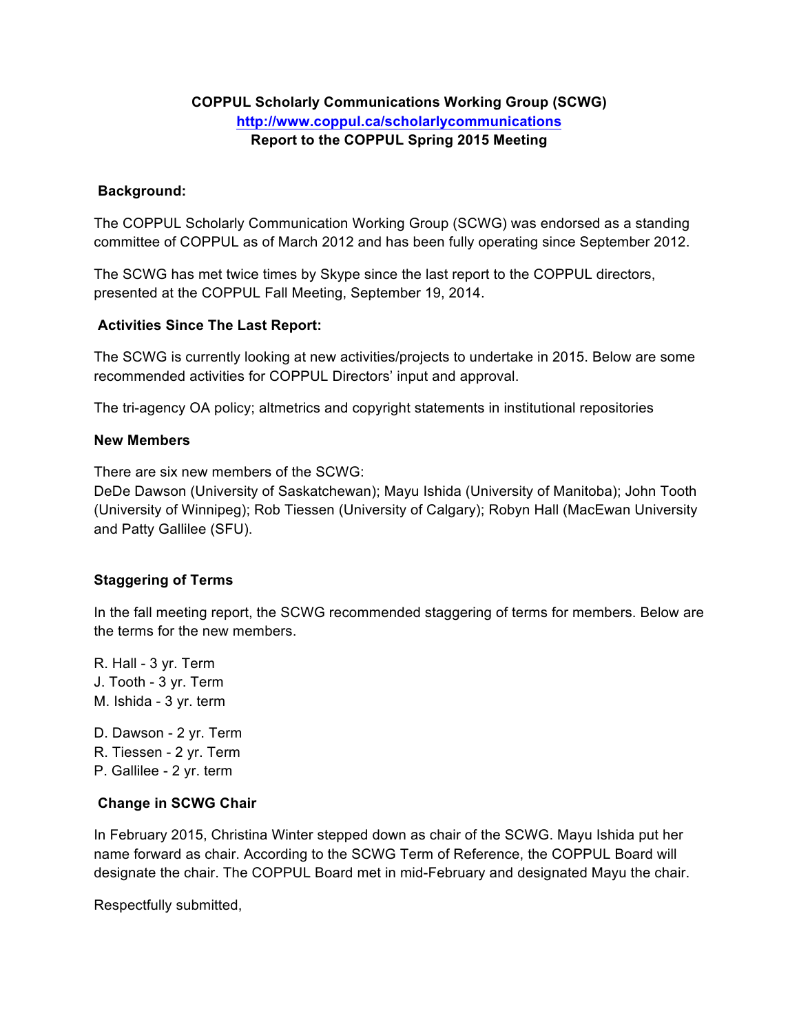**COPPUL Scholarly Communications Working Group (SCWG)**
**http://www.coppul.ca/scholarlycommunications**
**Report to the COPPUL Spring 2015 Meeting**

**Background:**

The COPPUL Scholarly Communication Working Group (SCWG) was endorsed as a standing committee of COPPUL as of March 2012 and has been fully operating since September 2012.

The SCWG has met twice times by Skype since the last report to the COPPUL directors, presented at the COPPUL Fall Meeting, September 19, 2014.

**Activities Since The Last Report:**

The SCWG is currently looking at new activities/projects to undertake in 2015. Below are some recommended activities for COPPUL Directors' input and approval.

The tri-agency OA policy; altmetrics and copyright statements in institutional repositories

**New Members**

There are six new members of the SCWG:
DeDe Dawson (University of Saskatchewan); Mayu Ishida (University of Manitoba); John Tooth (University of Winnipeg); Rob Tiessen (University of Calgary); Robyn Hall (MacEwan University and Patty Gallilee (SFU).

**Staggering of Terms**

In the fall meeting report, the SCWG recommended staggering of terms for members. Below are the terms for the new members.

R. Hall - 3 yr. Term
J. Tooth - 3 yr. Term
M. Ishida - 3 yr. term

D. Dawson - 2 yr. Term
R. Tiessen - 2 yr. Term
P. Gallilee - 2 yr. term

**Change in SCWG Chair**

In February 2015, Christina Winter stepped down as chair of the SCWG. Mayu Ishida put her name forward as chair. According to the SCWG Term of Reference, the COPPUL Board will designate the chair. The COPPUL Board met in mid-February and designated Mayu the chair.

Respectfully submitted,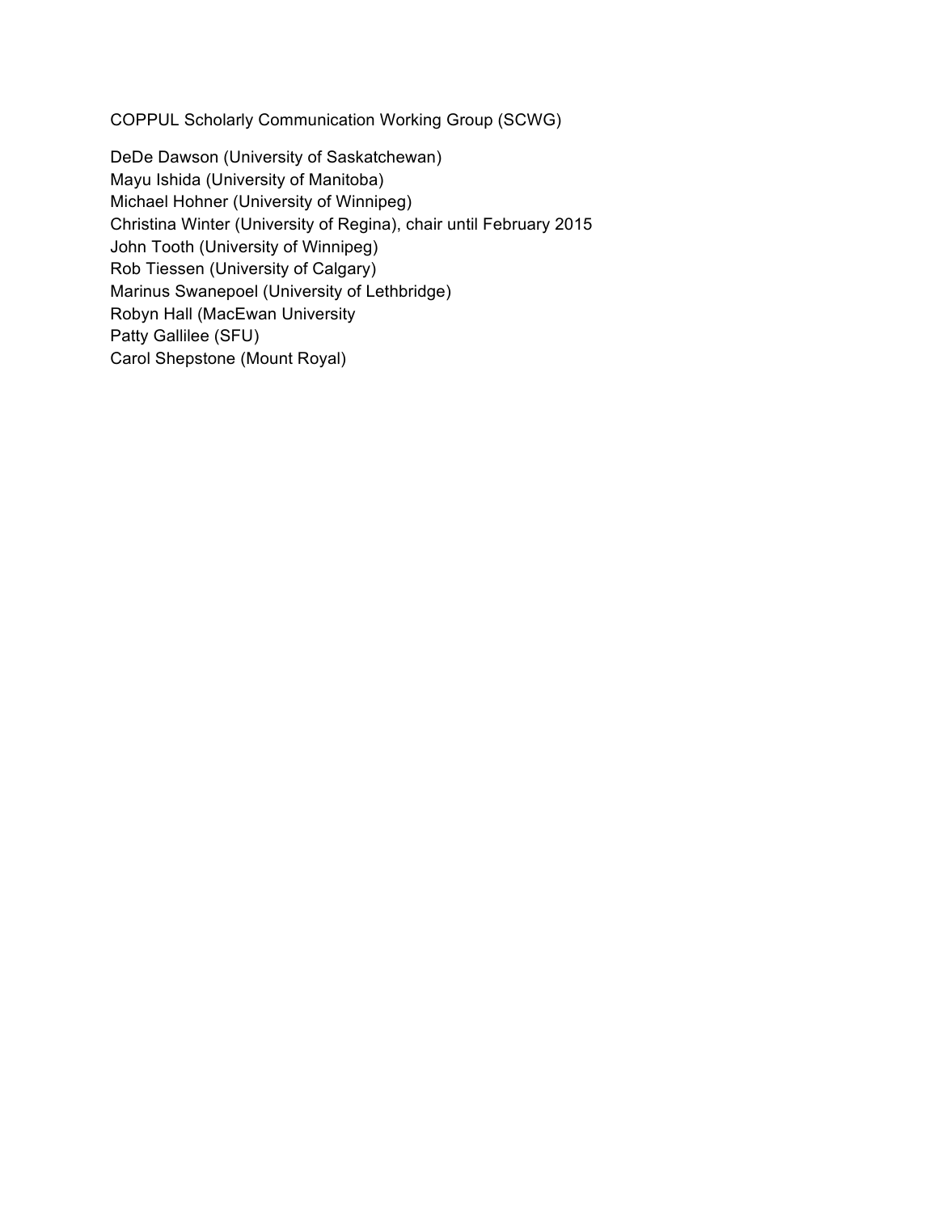COPPUL Scholarly Communication Working Group (SCWG)

DeDe Dawson (University of Saskatchewan)
Mayu Ishida (University of Manitoba)
Michael Hohner (University of Winnipeg)
Christina Winter (University of Regina), chair until February 2015
John Tooth (University of Winnipeg)
Rob Tiessen (University of Calgary)
Marinus Swanepoel (University of Lethbridge)
Robyn Hall (MacEwan University
Patty Gallilee (SFU)
Carol Shepstone (Mount Royal)